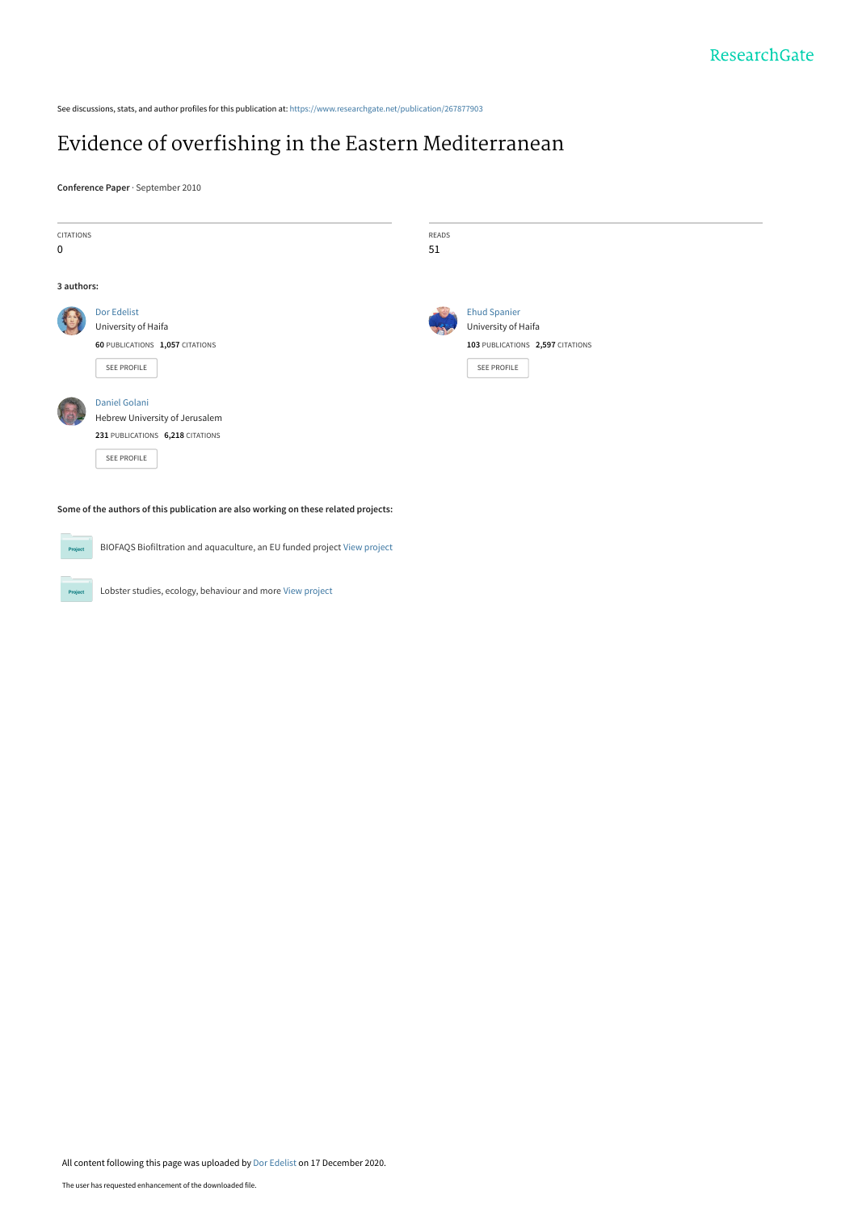See discussions, stats, and author profiles for this publication at: https://www.researchgate.net/publication/267877903

# Evidence of overfishing in the Eastern Mediterranean

**Conference Paper** · September 2010

CITATIONS
0

READS
51

**3 authors:**

Dor Edelist
University of Haifa
**60** PUBLICATIONS **1,057** CITATIONS
SEE PROFILE

Ehud Spanier
University of Haifa
**103** PUBLICATIONS **2,597** CITATIONS
SEE PROFILE

Daniel Golani
Hebrew University of Jerusalem
**231** PUBLICATIONS **6,218** CITATIONS
SEE PROFILE

**Some of the authors of this publication are also working on these related projects:**

Project: BIOFAQS Biofiltration and aquaculture, an EU funded project View project

Project: Lobster studies, ecology, behaviour and more View project

All content following this page was uploaded by Dor Edelist on 17 December 2020.

The user has requested enhancement of the downloaded file.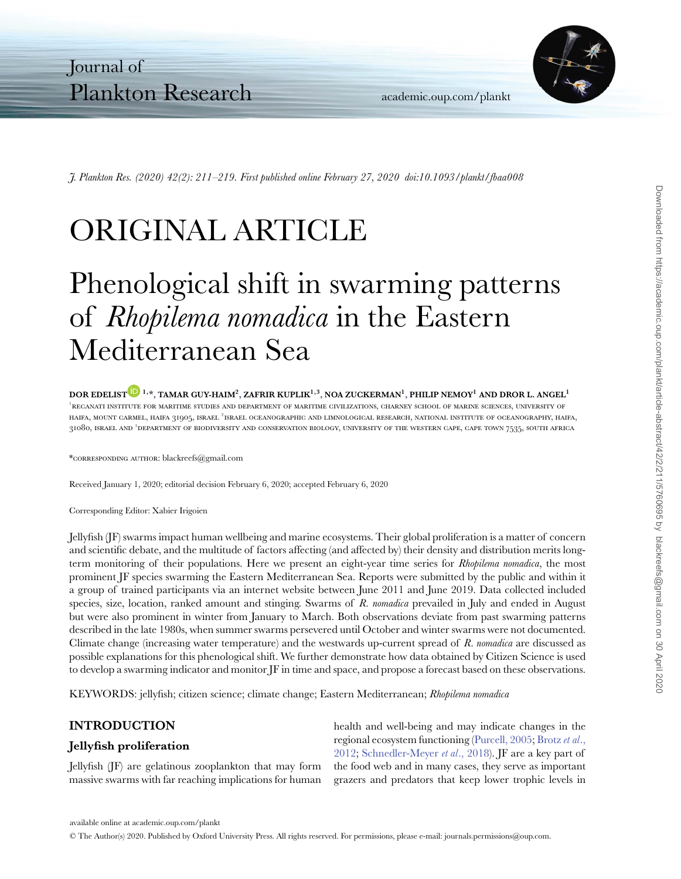# ORIGINAL ARTICLE

# Phenological shift in swarming patterns of *Rhopilema nomadica* in the Eastern Mediterranean Sea

**DOR EDELIST[1,*], TAMAR GUY-HAIM[2], ZAFRIR KUPLIK[1,3], NOA ZUCKERMAN[1], PHILIP NEMOY[1] AND DROR L. ANGEL[1]**

[1]RECANATI INSTITUTE FOR MARITIME STUDIES AND DEPARTMENT OF MARITIME CIVILIZATIONS, CHARNEY SCHOOL OF MARINE SCIENCES, UNIVERSITY OF HAIFA, MOUNT CARMEL, HAIFA 31905, ISRAEL [2]ISRAEL OCEANOGRAPHIC AND LIMNOLOGICAL RESEARCH, NATIONAL INSTITUTE OF OCEANOGRAPHY, HAIFA, 31080, ISRAEL AND [3]DEPARTMENT OF BIODIVERSITY AND CONSERVATION BIOLOGY, UNIVERSITY OF THE WESTERN CAPE, CAPE TOWN 7535, SOUTH AFRICA

*CORRESPONDING AUTHOR: blackreefs@gmail.com

Received January 1, 2020; editorial decision February 6, 2020; accepted February 6, 2020

Corresponding Editor: Xabier Irigoien

Jellyfish (JF) swarms impact human wellbeing and marine ecosystems. Their global proliferation is a matter of concern and scientific debate, and the multitude of factors affecting (and affected by) their density and distribution merits long-term monitoring of their populations. Here we present an eight-year time series for *Rhopilema nomadica*, the most prominent JF species swarming the Eastern Mediterranean Sea. Reports were submitted by the public and within it a group of trained participants via an internet website between June 2011 and June 2019. Data collected included species, size, location, ranked amount and stinging. Swarms of *R. nomadica* prevailed in July and ended in August but were also prominent in winter from January to March. Both observations deviate from past swarming patterns described in the late 1980s, when summer swarms persevered until October and winter swarms were not documented. Climate change (increasing water temperature) and the westwards up-current spread of *R. nomadica* are discussed as possible explanations for this phenological shift. We further demonstrate how data obtained by Citizen Science is used to develop a swarming indicator and monitor JF in time and space, and propose a forecast based on these observations.

KEYWORDS: jellyfish; citizen science; climate change; Eastern Mediterranean; *Rhopilema nomadica*

## INTRODUCTION

### Jellyfish proliferation

Jellyfish (JF) are gelatinous zooplankton that may form massive swarms with far reaching implications for human health and well-being and may indicate changes in the regional ecosystem functioning (Purcell, 2005; Brotz *et al*., 2012; Schnedler-Meyer *et al*., 2018). JF are a key part of the food web and in many cases, they serve as important grazers and predators that keep lower trophic levels in

available online at academic.oup.com/plankt

© The Author(s) 2020. Published by Oxford University Press. All rights reserved. For permissions, please e-mail: journals.permissions@oup.com.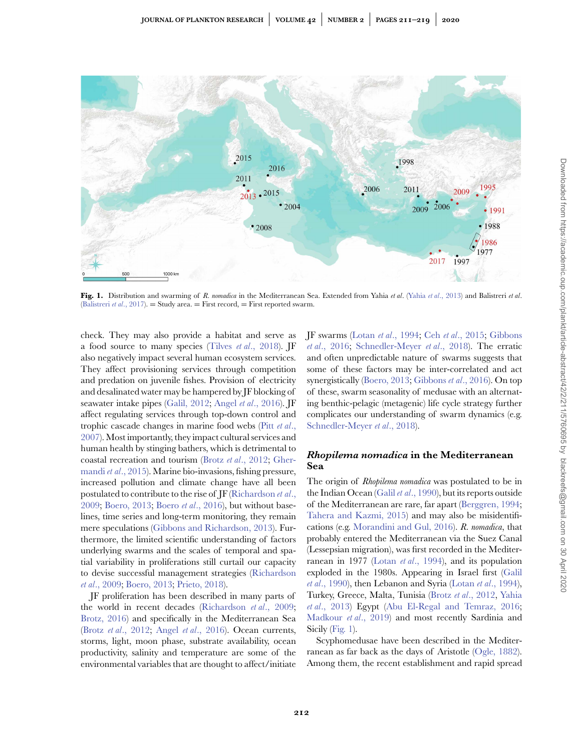2015

2016

2011

2013

2015

2004

2008

1998

2006

2011

2009

2006

2009

1995

1991

1988

1986

1977

2017

1997

0 500 1000 km

**Fig. 1.** Distribution and swarming of *R. nomadica* in the Mediterranean Sea. Extended from Yahia *et al*. (Yahia *et al*., 2013) and Balistreri *et al*. (Balistreri *et al*., 2017). = Study area. = First record, = First reported swarm.

check. They may also provide a habitat and serve as a food source to many species (Tilves *et al*., 2018). JF also negatively impact several human ecosystem services. They affect provisioning services through competition and predation on juvenile fishes. Provision of electricity and desalinated water may be hampered by JF blocking of seawater intake pipes (Galil, 2012; Angel *et al*., 2016). JF affect regulating services through top-down control and trophic cascade changes in marine food webs (Pitt *et al*., 2007). Most importantly, they impact cultural services and human health by stinging bathers, which is detrimental to coastal recreation and tourism (Brotz *et al*., 2012; Ghermandi *et al*., 2015). Marine bio-invasions, fishing pressure, increased pollution and climate change have all been postulated to contribute to the rise of JF (Richardson *et al*., 2009; Boero, 2013; Boero *et al*., 2016), but without baselines, time series and long-term monitoring, they remain mere speculations (Gibbons and Richardson, 2013). Furthermore, the limited scientific understanding of factors underlying swarms and the scales of temporal and spatial variability in proliferations still curtail our capacity to devise successful management strategies (Richardson *et al*., 2009; Boero, 2013; Prieto, 2018).

JF proliferation has been described in many parts of the world in recent decades (Richardson *et al*., 2009; Brotz, 2016) and specifically in the Mediterranean Sea (Brotz *et al*., 2012; Angel *et al*., 2016). Ocean currents, storms, light, moon phase, substrate availability, ocean productivity, salinity and temperature are some of the environmental variables that are thought to affect/initiate JF swarms (Lotan *et al*., 1994; Ceh *et al*., 2015; Gibbons *et al*., 2016; Schnedler-Meyer *et al*., 2018). The erratic and often unpredictable nature of swarms suggests that some of these factors may be inter-correlated and act synergistically (Boero, 2013; Gibbons *et al*., 2016). On top of these, swarm seasonality of medusae with an alternating benthic-pelagic (metagenic) life cycle strategy further complicates our understanding of swarm dynamics (e.g. Schnedler-Meyer *et al*., 2018).

## *Rhopilema nomadica* in the Mediterranean Sea

The origin of *Rhopilema nomadica* was postulated to be in the Indian Ocean (Galil *et al*., 1990), but its reports outside of the Mediterranean are rare, far apart (Berggren, 1994; Tahera and Kazmi, 2015) and may also be misidentifications (e.g. Morandini and Gul, 2016). *R. nomadica*, that probably entered the Mediterranean via the Suez Canal (Lessepsian migration), was first recorded in the Mediterranean in 1977 (Lotan *et al*., 1994), and its population exploded in the 1980s. Appearing in Israel first (Galil *et al*., 1990), then Lebanon and Syria (Lotan *et al*., 1994), Turkey, Greece, Malta, Tunisia (Brotz *et al*., 2012, Yahia *et al*., 2013) Egypt (Abu El-Regal and Temraz, 2016; Madkour *et al*., 2019) and most recently Sardinia and Sicily (Fig. 1).

Scyphomedusae have been described in the Mediterranean as far back as the days of Aristotle (Ogle, 1882). Among them, the recent establishment and rapid spread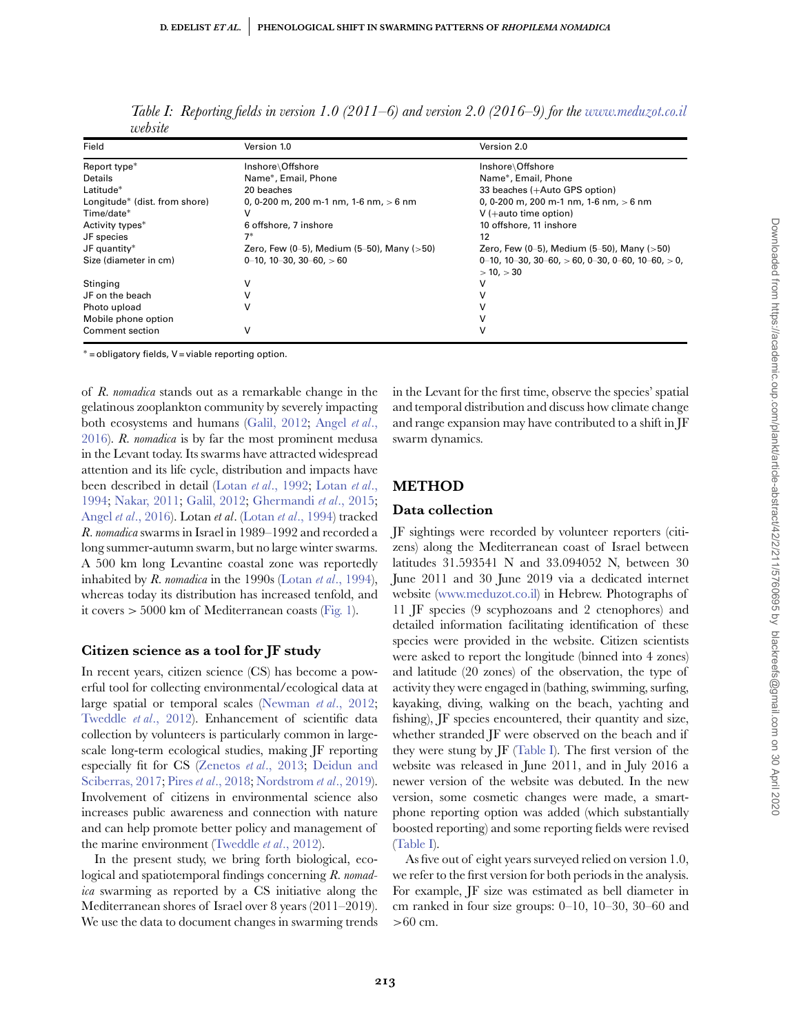*Table I: Reporting fields in version 1.0 (2011–6) and version 2.0 (2016–9) for the www.meduzot.co.il website*

| Field | Version 1.0 | Version 2.0 |
|---|---|---|
| Report type* | Inshore\Offshore | Inshore\Offshore |
| Details | Name*, Email, Phone | Name*, Email, Phone |
| Latitude* | 20 beaches | 33 beaches (+Auto GPS option) |
| Longitude* (dist. from shore) | 0, 0-200 m, 200 m-1 nm, 1-6 nm, > 6 nm | 0, 0-200 m, 200 m-1 nm, 1-6 nm, > 6 nm |
| Time/date* | V | V (+auto time option) |
| Activity types* | 6 offshore, 7 inshore | 10 offshore, 11 inshore |
| JF species | 7* | 12 |
| JF quantity* | Zero, Few (0–5), Medium (5–50), Many (>50) | Zero, Few (0–5), Medium (5–50), Many (>50) |
| Size (diameter in cm) | 0–10, 10–30, 30–60, > 60 | 0–10, 10–30, 30–60, > 60, 0–30, 0–60, 10–60, > 0, > 10, > 30 |
| Stinging | V | V |
| JF on the beach | V | V |
| Photo upload | V | V |
| Mobile phone option | | V |
| Comment section | V | V |

* = obligatory fields, V = viable reporting option.

of *R. nomadica* stands out as a remarkable change in the gelatinous zooplankton community by severely impacting both ecosystems and humans (Galil, 2012; Angel *et al.*, 2016). *R. nomadica* is by far the most prominent medusa in the Levant today. Its swarms have attracted widespread attention and its life cycle, distribution and impacts have been described in detail (Lotan *et al.*, 1992; Lotan *et al.*, 1994; Nakar, 2011; Galil, 2012; Ghermandi *et al.*, 2015; Angel *et al.*, 2016). Lotan *et al.* (Lotan *et al.*, 1994) tracked *R. nomadica* swarms in Israel in 1989–1992 and recorded a long summer-autumn swarm, but no large winter swarms. A 500 km long Levantine coastal zone was reportedly inhabited by *R. nomadica* in the 1990s (Lotan *et al.*, 1994), whereas today its distribution has increased tenfold, and it covers > 5000 km of Mediterranean coasts (Fig. 1).

### Citizen science as a tool for JF study

In recent years, citizen science (CS) has become a powerful tool for collecting environmental/ecological data at large spatial or temporal scales (Newman *et al.*, 2012; Tweddle *et al.*, 2012). Enhancement of scientific data collection by volunteers is particularly common in large-scale long-term ecological studies, making JF reporting especially fit for CS (Zenetos *et al.*, 2013; Deidun and Sciberras, 2017; Pires *et al.*, 2018; Nordstrom *et al.*, 2019). Involvement of citizens in environmental science also increases public awareness and connection with nature and can help promote better policy and management of the marine environment (Tweddle *et al.*, 2012).

In the present study, we bring forth biological, ecological and spatiotemporal findings concerning *R. nomadica* swarming as reported by a CS initiative along the Mediterranean shores of Israel over 8 years (2011–2019). We use the data to document changes in swarming trends in the Levant for the first time, observe the species' spatial and temporal distribution and discuss how climate change and range expansion may have contributed to a shift in JF swarm dynamics.

## METHOD

### Data collection

JF sightings were recorded by volunteer reporters (citizens) along the Mediterranean coast of Israel between latitudes 31.593541 N and 33.094052 N, between 30 June 2011 and 30 June 2019 via a dedicated internet website (www.meduzot.co.il) in Hebrew. Photographs of 11 JF species (9 scyphozoans and 2 ctenophores) and detailed information facilitating identification of these species were provided in the website. Citizen scientists were asked to report the longitude (binned into 4 zones) and latitude (20 zones) of the observation, the type of activity they were engaged in (bathing, swimming, surfing, kayaking, diving, walking on the beach, yachting and fishing), JF species encountered, their quantity and size, whether stranded JF were observed on the beach and if they were stung by JF (Table I). The first version of the website was released in June 2011, and in July 2016 a newer version of the website was debuted. In the new version, some cosmetic changes were made, a smartphone reporting option was added (which substantially boosted reporting) and some reporting fields were revised (Table I).

As five out of eight years surveyed relied on version 1.0, we refer to the first version for both periods in the analysis. For example, JF size was estimated as bell diameter in cm ranked in four size groups: 0–10, 10–30, 30–60 and >60 cm.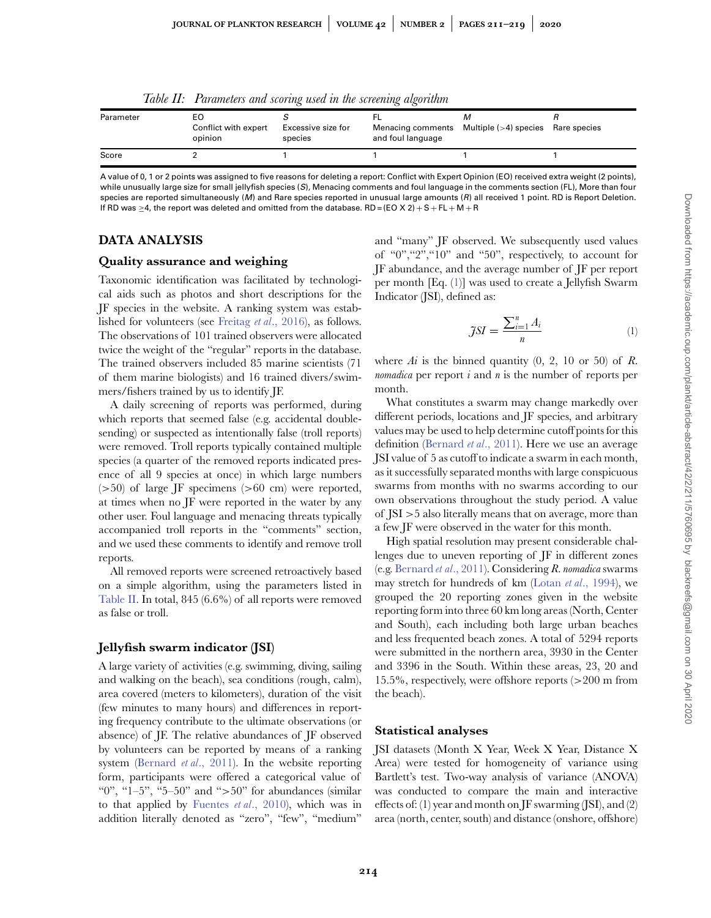*Table II: Parameters and scoring used in the screening algorithm*

| Parameter | EO Conflict with expert opinion | *S* Excessive size for species | FL Menacing comments and foul language | *M* Multiple (>4) species | *R* Rare species |
|---|---|---|---|---|---|
| Score | 2 | 1 | 1 | 1 | 1 |

A value of 0, 1 or 2 points was assigned to five reasons for deleting a report: Conflict with Expert Opinion (EO) received extra weight (2 points), while unusually large size for small jellyfish species (*S*), Menacing comments and foul language in the comments section (FL), More than four species are reported simultaneously (*M*) and Rare species reported in unusual large amounts (*R*) all received 1 point. RD is Report Deletion. If RD was ≥4, the report was deleted and omitted from the database. RD = (EO X 2) + S + FL + M + R

## DATA ANALYSIS

### Quality assurance and weighing

Taxonomic identification was facilitated by technological aids such as photos and short descriptions for the JF species in the website. A ranking system was established for volunteers (see Freitag *et al*., 2016), as follows. The observations of 101 trained observers were allocated twice the weight of the "regular" reports in the database. The trained observers included 85 marine scientists (71 of them marine biologists) and 16 trained divers/swimmers/fishers trained by us to identify JF.

A daily screening of reports was performed, during which reports that seemed false (e.g. accidental double-sending) or suspected as intentionally false (troll reports) were removed. Troll reports typically contained multiple species (a quarter of the removed reports indicated presence of all 9 species at once) in which large numbers (>50) of large JF specimens (>60 cm) were reported, at times when no JF were reported in the water by any other user. Foul language and menacing threats typically accompanied troll reports in the "comments" section, and we used these comments to identify and remove troll reports.

All removed reports were screened retroactively based on a simple algorithm, using the parameters listed in Table II. In total, 845 (6.6%) of all reports were removed as false or troll.

### Jellyfish swarm indicator (JSI)

A large variety of activities (e.g. swimming, diving, sailing and walking on the beach), sea conditions (rough, calm), area covered (meters to kilometers), duration of the visit (few minutes to many hours) and differences in reporting frequency contribute to the ultimate observations (or absence) of JF. The relative abundances of JF observed by volunteers can be reported by means of a ranking system (Bernard *et al*., 2011). In the website reporting form, participants were offered a categorical value of "0", "1–5", "5–50" and ">50" for abundances (similar to that applied by Fuentes *et al*., 2010), which was in addition literally denoted as "zero", "few", "medium" and "many" JF observed. We subsequently used values of "0","2","10" and "50", respectively, to account for JF abundance, and the average number of JF per report per month [Eq. (1)] was used to create a Jellyfish Swarm Indicator (JSI), defined as:

$$JSI = \frac{\sum_{i=1}^{n} A_i}{n} \quad (1)$$

where $A_i$ is the binned quantity (0, 2, 10 or 50) of *R. nomadica* per report $i$ and $n$ is the number of reports per month.

What constitutes a swarm may change markedly over different periods, locations and JF species, and arbitrary values may be used to help determine cutoff points for this definition (Bernard *et al*., 2011). Here we use an average JSI value of 5 as cutoff to indicate a swarm in each month, as it successfully separated months with large conspicuous swarms from months with no swarms according to our own observations throughout the study period. A value of JSI >5 also literally means that on average, more than a few JF were observed in the water for this month.

High spatial resolution may present considerable challenges due to uneven reporting of JF in different zones (e.g. Bernard *et al*., 2011). Considering *R. nomadica* swarms may stretch for hundreds of km (Lotan *et al*., 1994), we grouped the 20 reporting zones given in the website reporting form into three 60 km long areas (North, Center and South), each including both large urban beaches and less frequented beach zones. A total of 5294 reports were submitted in the northern area, 3930 in the Center and 3396 in the South. Within these areas, 23, 20 and 15.5%, respectively, were offshore reports (>200 m from the beach).

### Statistical analyses

JSI datasets (Month X Year, Week X Year, Distance X Area) were tested for homogeneity of variance using Bartlett's test. Two-way analysis of variance (ANOVA) was conducted to compare the main and interactive effects of: (1) year and month on JF swarming (JSI), and (2) area (north, center, south) and distance (onshore, offshore)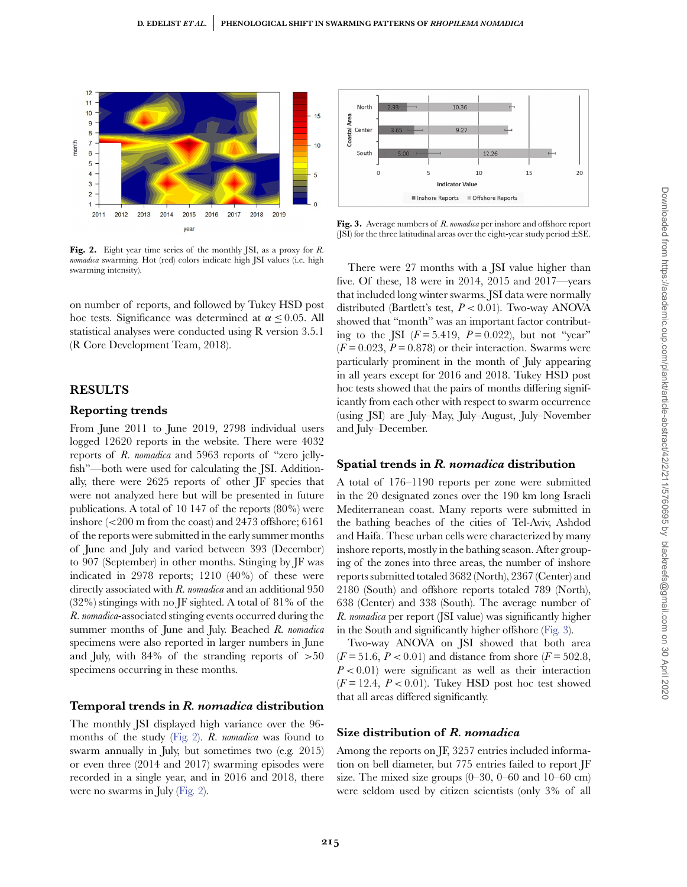12
11
10
9
8
7
6
5
4
3
2
1
month
2011 2012 2013 2014 2015 2016 2017 2018 2019
year
15
10
5
0

**Fig. 2.** Eight year time series of the monthly JSI, as a proxy for *R. nomadica* swarming. Hot (red) colors indicate high JSI values (i.e. high swarming intensity).

Coastal Area
North 2.93 10.36
Center 3.65 9.27
South 5.00 12.26
0 5 10 15 20
Indicator Value
Inshore Reports Offshore Reports

**Fig. 3.** Average numbers of *R. nomadica* per inshore and offshore report (JSI) for the three latitudinal areas over the eight-year study period ±SE.

on number of reports, and followed by Tukey HSD post hoc tests. Significance was determined at $\alpha \leq 0.05$. All statistical analyses were conducted using R version 3.5.1 (R Core Development Team, 2018).

## RESULTS

### Reporting trends

From June 2011 to June 2019, 2798 individual users logged 12620 reports in the website. There were 4032 reports of *R. nomadica* and 5963 reports of "zero jellyfish"—both were used for calculating the JSI. Additionally, there were 2625 reports of other JF species that were not analyzed here but will be presented in future publications. A total of 10 147 of the reports (80%) were inshore (<200 m from the coast) and 2473 offshore; 6161 of the reports were submitted in the early summer months of June and July and varied between 393 (December) to 907 (September) in other months. Stinging by JF was indicated in 2978 reports; 1210 (40%) of these were directly associated with *R. nomadica* and an additional 950 (32%) stingings with no JF sighted. A total of 81% of the *R. nomadica*-associated stinging events occurred during the summer months of June and July. Beached *R. nomadica* specimens were also reported in larger numbers in June and July, with 84% of the stranding reports of >50 specimens occurring in these months.

### Temporal trends in *R. nomadica* distribution

The monthly JSI displayed high variance over the 96-months of the study (Fig. 2). *R. nomadica* was found to swarm annually in July, but sometimes two (e.g. 2015) or even three (2014 and 2017) swarming episodes were recorded in a single year, and in 2016 and 2018, there were no swarms in July (Fig. 2).

There were 27 months with a JSI value higher than five. Of these, 18 were in 2014, 2015 and 2017—years that included long winter swarms. JSI data were normally distributed (Bartlett's test, $P < 0.01$). Two-way ANOVA showed that "month" was an important factor contributing to the JSI ($F = 5.419$, $P = 0.022$), but not "year" ($F = 0.023$, $P = 0.878$) or their interaction. Swarms were particularly prominent in the month of July appearing in all years except for 2016 and 2018. Tukey HSD post hoc tests showed that the pairs of months differing significantly from each other with respect to swarm occurrence (using JSI) are July–May, July–August, July–November and July–December.

### Spatial trends in *R. nomadica* distribution

A total of 176–1190 reports per zone were submitted in the 20 designated zones over the 190 km long Israeli Mediterranean coast. Many reports were submitted in the bathing beaches of the cities of Tel-Aviv, Ashdod and Haifa. These urban cells were characterized by many inshore reports, mostly in the bathing season. After grouping of the zones into three areas, the number of inshore reports submitted totaled 3682 (North), 2367 (Center) and 2180 (South) and offshore reports totaled 789 (North), 638 (Center) and 338 (South). The average number of *R. nomadica* per report (JSI value) was significantly higher in the South and significantly higher offshore (Fig. 3).

Two-way ANOVA on JSI showed that both area ($F = 51.6$, $P < 0.01$) and distance from shore ($F = 502.8$, $P < 0.01$) were significant as well as their interaction ($F = 12.4$, $P < 0.01$). Tukey HSD post hoc test showed that all areas differed significantly.

### Size distribution of *R. nomadica*

Among the reports on JF, 3257 entries included information on bell diameter, but 775 entries failed to report JF size. The mixed size groups (0–30, 0–60 and 10–60 cm) were seldom used by citizen scientists (only 3% of all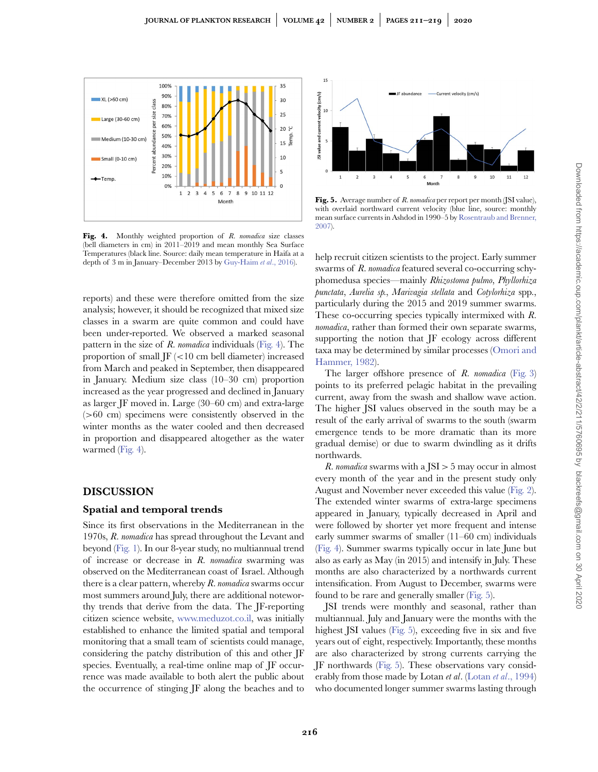XL (>60 cm)

Large (30-60 cm)

Medium (10-30 cm)

Small (0-10 cm)

Temp.

Percent abundance per size class

100%
90%
80%
70%
60%
50%
40%
30%
20%
10%
0%

Temp. °C

35
30
25
20
15
10
5
0

1 2 3 4 5 6 7 8 9 10 11 12

Month

**Fig. 4.** Monthly weighted proportion of *R. nomadica* size classes (bell diameters in cm) in 2011–2019 and mean monthly Sea Surface Temperatures (black line. Source: daily mean temperature in Haifa at a depth of 3 m in January–December 2013 by Guy-Haim *et al*., 2016).

JF abundance

Current velocity (cm/s)

JSI value and current velocity (cm/s)

15
10
5
0

1 2 3 4 5 6 7 8 9 10 11 12

Month

**Fig. 5.** Average number of *R. nomadica* per report per month (JSI value), with overlaid northward current velocity (blue line, source: monthly mean surface currents in Ashdod in 1990–5 by Rosentraub and Brenner, 2007).

reports) and these were therefore omitted from the size analysis; however, it should be recognized that mixed size classes in a swarm are quite common and could have been under-reported. We observed a marked seasonal pattern in the size of *R. nomadica* individuals (Fig. 4). The proportion of small JF (<10 cm bell diameter) increased from March and peaked in September, then disappeared in January. Medium size class (10–30 cm) proportion increased as the year progressed and declined in January as larger JF moved in. Large (30–60 cm) and extra-large (>60 cm) specimens were consistently observed in the winter months as the water cooled and then decreased in proportion and disappeared altogether as the water warmed (Fig. 4).

## DISCUSSION

### Spatial and temporal trends

Since its first observations in the Mediterranean in the 1970s, *R. nomadica* has spread throughout the Levant and beyond (Fig. 1). In our 8-year study, no multiannual trend of increase or decrease in *R. nomadica* swarming was observed on the Mediterranean coast of Israel. Although there is a clear pattern, whereby *R. nomadica* swarms occur most summers around July, there are additional noteworthy trends that derive from the data. The JF-reporting citizen science website, www.meduzot.co.il, was initially established to enhance the limited spatial and temporal monitoring that a small team of scientists could manage, considering the patchy distribution of this and other JF species. Eventually, a real-time online map of JF occurrence was made available to both alert the public about the occurrence of stinging JF along the beaches and to help recruit citizen scientists to the project. Early summer swarms of *R. nomadica* featured several co-occurring schyphomedusa species—mainly *Rhizostoma pulmo*, *Phyllorhiza punctata*, *Aurelia sp.*, *Marivagia stellata* and *Cotylorhiza* spp., particularly during the 2015 and 2019 summer swarms. These co-occurring species typically intermixed with *R. nomadica*, rather than formed their own separate swarms, supporting the notion that JF ecology across different taxa may be determined by similar processes (Omori and Hammer, 1982).

The larger offshore presence of *R. nomadica* (Fig. 3) points to its preferred pelagic habitat in the prevailing current, away from the swash and shallow wave action. The higher JSI values observed in the south may be a result of the early arrival of swarms to the south (swarm emergence tends to be more dramatic than its more gradual demise) or due to swarm dwindling as it drifts northwards.

*R. nomadica* swarms with a JSI > 5 may occur in almost every month of the year and in the present study only August and November never exceeded this value (Fig. 2). The extended winter swarms of extra-large specimens appeared in January, typically decreased in April and were followed by shorter yet more frequent and intense early summer swarms of smaller (11–60 cm) individuals (Fig. 4). Summer swarms typically occur in late June but also as early as May (in 2015) and intensify in July. These months are also characterized by a northwards current intensification. From August to December, swarms were found to be rare and generally smaller (Fig. 5).

JSI trends were monthly and seasonal, rather than multiannual. July and January were the months with the highest JSI values (Fig. 5), exceeding five in six and five years out of eight, respectively. Importantly, these months are also characterized by strong currents carrying the JF northwards (Fig. 5). These observations vary considerably from those made by Lotan *et al*. (Lotan *et al*., 1994) who documented longer summer swarms lasting through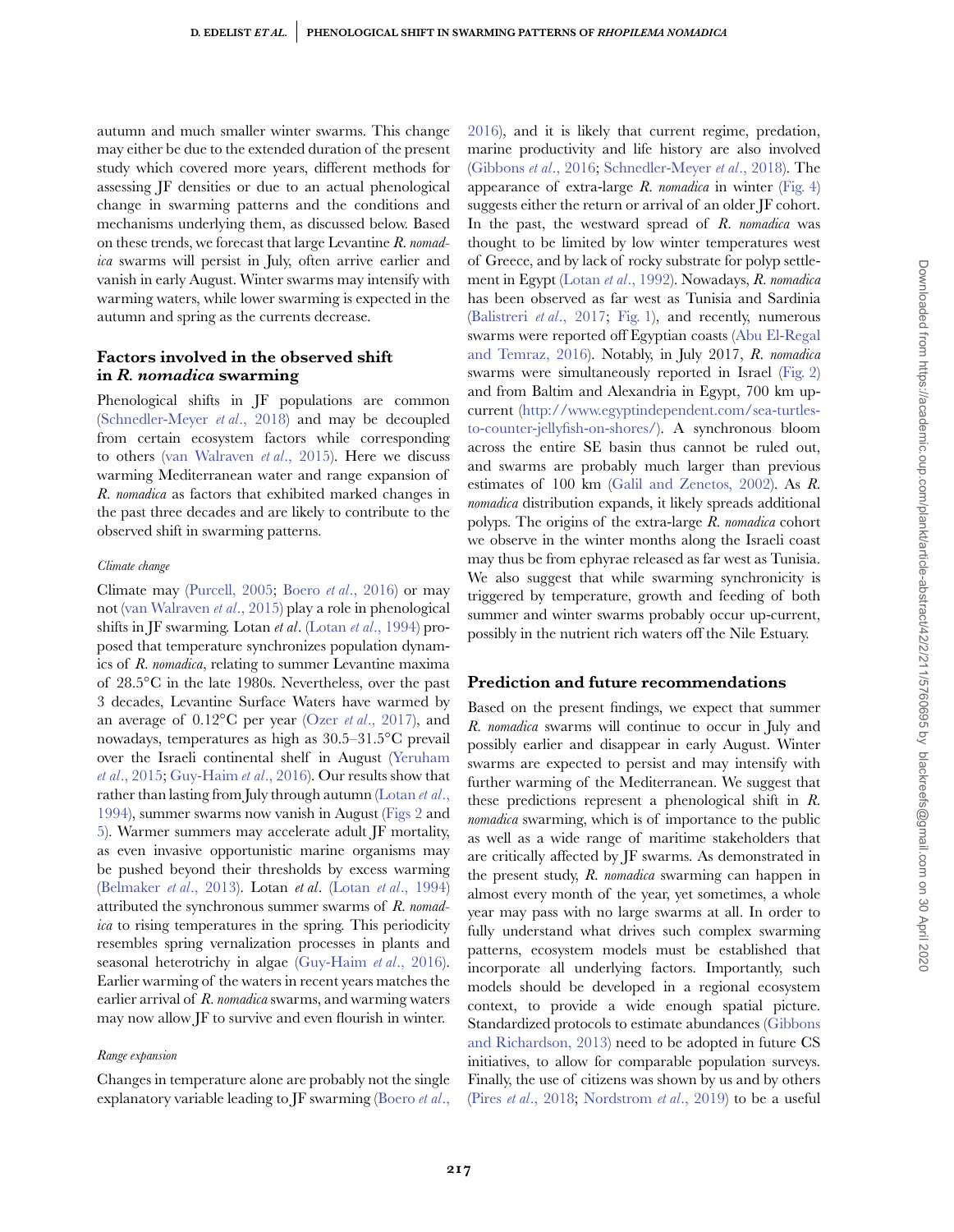autumn and much smaller winter swarms. This change may either be due to the extended duration of the present study which covered more years, different methods for assessing JF densities or due to an actual phenological change in swarming patterns and the conditions and mechanisms underlying them, as discussed below. Based on these trends, we forecast that large Levantine *R. nomadica* swarms will persist in July, often arrive earlier and vanish in early August. Winter swarms may intensify with warming waters, while lower swarming is expected in the autumn and spring as the currents decrease.

## Factors involved in the observed shift in *R. nomadica* swarming

Phenological shifts in JF populations are common (Schnedler-Meyer *et al*., 2018) and may be decoupled from certain ecosystem factors while corresponding to others (van Walraven *et al*., 2015). Here we discuss warming Mediterranean water and range expansion of *R. nomadica* as factors that exhibited marked changes in the past three decades and are likely to contribute to the observed shift in swarming patterns.

### *Climate change*

Climate may (Purcell, 2005; Boero *et al*., 2016) or may not (van Walraven *et al*., 2015) play a role in phenological shifts in JF swarming. Lotan *et al*. (Lotan *et al*., 1994) proposed that temperature synchronizes population dynamics of *R. nomadica*, relating to summer Levantine maxima of 28.5°C in the late 1980s. Nevertheless, over the past 3 decades, Levantine Surface Waters have warmed by an average of 0.12°C per year (Ozer *et al*., 2017), and nowadays, temperatures as high as 30.5–31.5°C prevail over the Israeli continental shelf in August (Yeruham *et al*., 2015; Guy-Haim *et al*., 2016). Our results show that rather than lasting from July through autumn (Lotan *et al*., 1994), summer swarms now vanish in August (Figs 2 and 5). Warmer summers may accelerate adult JF mortality, as even invasive opportunistic marine organisms may be pushed beyond their thresholds by excess warming (Belmaker *et al*., 2013). Lotan *et al*. (Lotan *et al*., 1994) attributed the synchronous summer swarms of *R. nomadica* to rising temperatures in the spring. This periodicity resembles spring vernalization processes in plants and seasonal heterotrichy in algae (Guy-Haim *et al*., 2016). Earlier warming of the waters in recent years matches the earlier arrival of *R. nomadica* swarms, and warming waters may now allow JF to survive and even flourish in winter.

### *Range expansion*

Changes in temperature alone are probably not the single explanatory variable leading to JF swarming (Boero *et al*., 2016), and it is likely that current regime, predation, marine productivity and life history are also involved (Gibbons *et al*., 2016; Schnedler-Meyer *et al*., 2018). The appearance of extra-large *R. nomadica* in winter (Fig. 4) suggests either the return or arrival of an older JF cohort. In the past, the westward spread of *R. nomadica* was thought to be limited by low winter temperatures west of Greece, and by lack of rocky substrate for polyp settlement in Egypt (Lotan *et al*., 1992). Nowadays, *R. nomadica* has been observed as far west as Tunisia and Sardinia (Balistreri *et al*., 2017; Fig. 1), and recently, numerous swarms were reported off Egyptian coasts (Abu El-Regal and Temraz, 2016). Notably, in July 2017, *R. nomadica* swarms were simultaneously reported in Israel (Fig. 2) and from Baltim and Alexandria in Egypt, 700 km up-current (http://www.egyptindependent.com/sea-turtles-to-counter-jellyfish-on-shores/). A synchronous bloom across the entire SE basin thus cannot be ruled out, and swarms are probably much larger than previous estimates of 100 km (Galil and Zenetos, 2002). As *R. nomadica* distribution expands, it likely spreads additional polyps. The origins of the extra-large *R. nomadica* cohort we observe in the winter months along the Israeli coast may thus be from ephyrae released as far west as Tunisia. We also suggest that while swarming synchronicity is triggered by temperature, growth and feeding of both summer and winter swarms probably occur up-current, possibly in the nutrient rich waters off the Nile Estuary.

## Prediction and future recommendations

Based on the present findings, we expect that summer *R. nomadica* swarms will continue to occur in July and possibly earlier and disappear in early August. Winter swarms are expected to persist and may intensify with further warming of the Mediterranean. We suggest that these predictions represent a phenological shift in *R. nomadica* swarming, which is of importance to the public as well as a wide range of maritime stakeholders that are critically affected by JF swarms. As demonstrated in the present study, *R. nomadica* swarming can happen in almost every month of the year, yet sometimes, a whole year may pass with no large swarms at all. In order to fully understand what drives such complex swarming patterns, ecosystem models must be established that incorporate all underlying factors. Importantly, such models should be developed in a regional ecosystem context, to provide a wide enough spatial picture. Standardized protocols to estimate abundances (Gibbons and Richardson, 2013) need to be adopted in future CS initiatives, to allow for comparable population surveys. Finally, the use of citizens was shown by us and by others (Pires *et al*., 2018; Nordstrom *et al*., 2019) to be a useful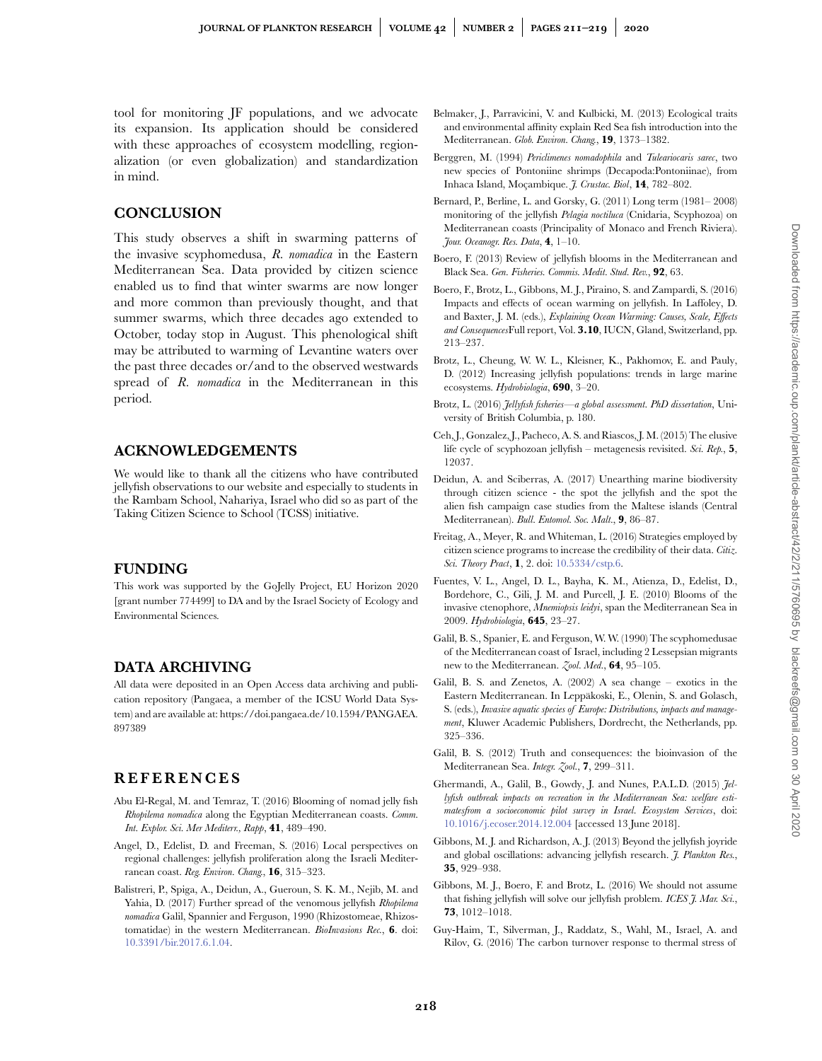tool for monitoring JF populations, and we advocate its expansion. Its application should be considered with these approaches of ecosystem modelling, regionalization (or even globalization) and standardization in mind.

## CONCLUSION

This study observes a shift in swarming patterns of the invasive scyphomedusa, *R. nomadica* in the Eastern Mediterranean Sea. Data provided by citizen science enabled us to find that winter swarms are now longer and more common than previously thought, and that summer swarms, which three decades ago extended to October, today stop in August. This phenological shift may be attributed to warming of Levantine waters over the past three decades or/and to the observed westwards spread of *R. nomadica* in the Mediterranean in this period.

## ACKNOWLEDGEMENTS

We would like to thank all the citizens who have contributed jellyfish observations to our website and especially to students in the Rambam School, Nahariya, Israel who did so as part of the Taking Citizen Science to School (TCSS) initiative.

## FUNDING

This work was supported by the GoJelly Project, EU Horizon 2020 [grant number 774499] to DA and by the Israel Society of Ecology and Environmental Sciences.

## DATA ARCHIVING

All data were deposited in an Open Access data archiving and publication repository (Pangaea, a member of the ICSU World Data System) and are available at: https://doi.pangaea.de/10.1594/PANGAEA.897389

## REFERENCES

Abu El-Regal, M. and Temraz, T. (2016) Blooming of nomad jelly fish *Rhopilema nomadica* along the Egyptian Mediterranean coasts. *Comm. Int. Explor. Sci. Mer Mediterr., Rapp*, **41**, 489–490.

Angel, D., Edelist, D. and Freeman, S. (2016) Local perspectives on regional challenges: jellyfish proliferation along the Israeli Mediterranean coast. *Reg. Environ. Chang.*, **16**, 315–323.

Balistreri, P., Spiga, A., Deidun, A., Gueroun, S. K. M., Nejib, M. and Yahia, D. (2017) Further spread of the venomous jellyfish *Rhopilema nomadica* Galil, Spannier and Ferguson, 1990 (Rhizostomeae, Rhizostomatidae) in the western Mediterranean. *BioInvasions Rec.*, **6**. doi: 10.3391/bir.2017.6.1.04.

Belmaker, J., Parravicini, V. and Kulbicki, M. (2013) Ecological traits and environmental affinity explain Red Sea fish introduction into the Mediterranean. *Glob. Environ. Chang.*, **19**, 1373–1382.

Berggren, M. (1994) *Periclimenes nomadophila* and *Tuleariocaris sarec*, two new species of Pontoniine shrimps (Decapoda:Pontoniinae), from Inhaca Island, Moçambique. *J. Crustac. Biol*, **14**, 782–802.

Bernard, P., Berline, L. and Gorsky, G. (2011) Long term (1981– 2008) monitoring of the jellyfish *Pelagia noctiluca* (Cnidaria, Scyphozoa) on Mediterranean coasts (Principality of Monaco and French Riviera). *Jour. Oceanogr. Res. Data*, **4**, 1–10.

Boero, F. (2013) Review of jellyfish blooms in the Mediterranean and Black Sea. *Gen. Fisheries. Commis. Medit. Stud. Rev.*, **92**, 63.

Boero, F., Brotz, L., Gibbons, M. J., Piraino, S. and Zampardi, S. (2016) Impacts and effects of ocean warming on jellyfish. In Laffoley, D. and Baxter, J. M. (eds.), *Explaining Ocean Warming: Causes, Scale, Effects and Consequences*Full report, Vol. **3.10**, IUCN, Gland, Switzerland, pp. 213–237.

Brotz, L., Cheung, W. W. L., Kleisner, K., Pakhomov, E. and Pauly, D. (2012) Increasing jellyfish populations: trends in large marine ecosystems. *Hydrobiologia*, **690**, 3–20.

Brotz, L. (2016) *Jellyfish fisheries—a global assessment. PhD dissertation*, University of British Columbia, p. 180.

Ceh, J., Gonzalez, J., Pacheco, A. S. and Riascos, J. M. (2015) The elusive life cycle of scyphozoan jellyfish – metagenesis revisited. *Sci. Rep.*, **5**, 12037.

Deidun, A. and Sciberras, A. (2017) Unearthing marine biodiversity through citizen science - the spot the jellyfish and the spot the alien fish campaign case studies from the Maltese islands (Central Mediterranean). *Bull. Entomol. Soc. Malt.*, **9**, 86–87.

Freitag, A., Meyer, R. and Whiteman, L. (2016) Strategies employed by citizen science programs to increase the credibility of their data. *Citiz. Sci. Theory Pract*, **1**, 2. doi: 10.5334/cstp.6.

Fuentes, V. L., Angel, D. L., Bayha, K. M., Atienza, D., Edelist, D., Bordehore, C., Gili, J. M. and Purcell, J. E. (2010) Blooms of the invasive ctenophore, *Mnemiopsis leidyi*, span the Mediterranean Sea in 2009. *Hydrobiologia*, **645**, 23–27.

Galil, B. S., Spanier, E. and Ferguson, W. W. (1990) The scyphomedusae of the Mediterranean coast of Israel, including 2 Lessepsian migrants new to the Mediterranean. *Zool. Med.*, **64**, 95–105.

Galil, B. S. and Zenetos, A. (2002) A sea change – exotics in the Eastern Mediterranean. In Leppäkoski, E., Olenin, S. and Golasch, S. (eds.), *Invasive aquatic species of Europe: Distributions, impacts and management*, Kluwer Academic Publishers, Dordrecht, the Netherlands, pp. 325–336.

Galil, B. S. (2012) Truth and consequences: the bioinvasion of the Mediterranean Sea. *Integr. Zool.*, **7**, 299–311.

Ghermandi, A., Galil, B., Gowdy, J. and Nunes, P.A.L.D. (2015) *Jellyfish outbreak impacts on recreation in the Mediterranean Sea: welfare estimatesfrom a socioeconomic pilot survey in Israel. Ecosystem Services*, doi: 10.1016/j.ecoser.2014.12.004 [accessed 13 June 2018].

Gibbons, M. J. and Richardson, A. J. (2013) Beyond the jellyfish joyride and global oscillations: advancing jellyfish research. *J. Plankton Res.*, **35**, 929–938.

Gibbons, M. J., Boero, F. and Brotz, L. (2016) We should not assume that fishing jellyfish will solve our jellyfish problem. *ICES J. Mar. Sci.*, **73**, 1012–1018.

Guy-Haim, T., Silverman, J., Raddatz, S., Wahl, M., Israel, A. and Rilov, G. (2016) The carbon turnover response to thermal stress of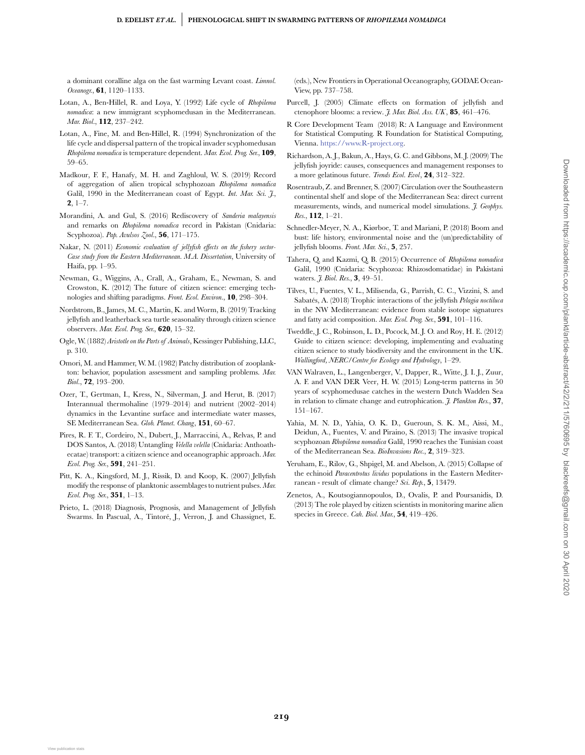a dominant coralline alga on the fast warming Levant coast. *Limnol. Oceanogr.*, **61**, 1120–1133.

Lotan, A., Ben-Hillel, R. and Loya, Y. (1992) Life cycle of *Rhopilema nomadica*: a new immigrant scyphomedusan in the Mediterranean. *Mar. Biol.*, **112**, 237–242.

Lotan, A., Fine, M. and Ben-Hillel, R. (1994) Synchronization of the life cycle and dispersal pattern of the tropical invader scyphomedusan *Rhopilema nomadica* is temperature dependent. *Mar. Ecol. Prog. Ser.*, **109**, 59–65.

Madkour, F. F., Hanafy, M. H. and Zaghloul, W. S. (2019) Record of aggregation of alien tropical schyphozoan *Rhopilema nomadica* Galil, 1990 in the Mediterranean coast of Egypt. *Int. Mar. Sci. J.*, **2**, 1–7.

Morandini, A. and Gul, S. (2016) Rediscovery of *Sanderia malayensis* and remarks on *Rhopilema nomadica* record in Pakistan (Cnidaria: Scyphozoa). *Pap. Avulsos Zool.*, **56**, 171–175.

Nakar, N. (2011) *Economic evaluation of jellyfish effects on the fishery sector-Case study from the Eastern Mediterranean. M.A. Dissertation*, University of Haifa, pp. 1–95.

Newman, G., Wiggins, A., Crall, A., Graham, E., Newman, S. and Crowston, K. (2012) The future of citizen science: emerging technologies and shifting paradigms. *Front. Ecol. Environ.*, **10**, 298–304.

Nordstrom, B., James, M. C., Martin, K. and Worm, B. (2019) Tracking jellyfish and leatherback sea turtle seasonality through citizen science observers. *Mar. Ecol. Prog. Ser.*, **620**, 15–32.

Ogle, W. (1882) *Aristotle on the Parts of Animals*, Kessinger Publishing, LLC, p. 310.

Omori, M. and Hammer, W. M. (1982) Patchy distribution of zooplankton: behavior, population assessment and sampling problems. *Mar. Biol.*, **72**, 193–200.

Ozer, T., Gertman, I., Kress, N., Silverman, J. and Herut, B. (2017) Interannual thermohaline (1979–2014) and nutrient (2002–2014) dynamics in the Levantine surface and intermediate water masses, SE Mediterranean Sea. *Glob. Planet. Chang*, **151**, 60–67.

Pires, R. F. T., Cordeiro, N., Dubert, J., Marraccini, A., Relvas, P. and DOS Santos, A. (2018) Untangling *Velella velella* (Cnidaria: Anthoathecatae) transport: a citizen science and oceanographic approach. *Mar. Ecol. Prog. Ser.*, **591**, 241–251.

Pitt, K. A., Kingsford, M. J., Rissik, D. and Koop, K. (2007) Jellyfish modify the response of planktonic assemblages to nutrient pulses. *Mar. Ecol. Prog. Ser.*, **351**, 1–13.

Prieto, L. (2018) Diagnosis, Prognosis, and Management of Jellyfish Swarms. In Pascual, A., Tintoré, J., Verron, J. and Chassignet, E. (eds.), New Frontiers in Operational Oceanography, GODAE OceanView, pp. 737–758.

Purcell, J. (2005) Climate effects on formation of jellyfish and ctenophore blooms: a review. *J. Mar. Biol. Ass. UK*, **85**, 461–476.

R Core Development Team (2018) R: A Language and Environment for Statistical Computing. R Foundation for Statistical Computing, Vienna. https://www.R-project.org.

Richardson, A. J., Bakun, A., Hays, G. C. and Gibbons, M. J. (2009) The jellyfish joyride: causes, consequences and management responses to a more gelatinous future. *Trends Ecol. Evol*, **24**, 312–322.

Rosentraub, Z. and Brenner, S. (2007) Circulation over the Southeastern continental shelf and slope of the Mediterranean Sea: direct current measurements, winds, and numerical model simulations. *J. Geophys. Res.*, **112**, 1–21.

Schnedler-Meyer, N. A., Kiørboe, T. and Mariani, P. (2018) Boom and bust: life history, environmental noise and the (un)predictability of jellyfish blooms. *Front. Mar. Sci.*, **5**, 257.

Tahera, Q. and Kazmi, Q. B. (2015) Occurrence of *Rhopilema nomadica* Galil, 1990 (Cnidaria: Scyphozoa: Rhizosdomatidae) in Pakistani waters. *J. Biol. Res.*, **3**, 49–51.

Tilves, U., Fuentes, V. L., Milisenda, G., Parrish, C. C., Vizzini, S. and Sabatés, A. (2018) Trophic interactions of the jellyfish *Pelagia noctiluca* in the NW Mediterranean: evidence from stable isotope signatures and fatty acid composition. *Mar. Ecol. Prog. Ser.*, **591**, 101–116.

Tweddle, J. C., Robinson, L. D., Pocock, M. J. O. and Roy, H. E. (2012) Guide to citizen science: developing, implementing and evaluating citizen science to study biodiversity and the environment in the UK. *Wallingford, NERC/Centre for Ecology and Hydrology*, 1–29.

VAN Walraven, L., Langenberger, V., Dapper, R., Witte, J. I. J., Zuur, A. F. and VAN DER Veer, H. W. (2015) Long-term patterns in 50 years of scyphomedusae catches in the western Dutch Wadden Sea in relation to climate change and eutrophication. *J. Plankton Res.*, **37**, 151–167.

Yahia, M. N. D., Yahia, O. K. D., Gueroun, S. K. M., Aissi, M., Deidun, A., Fuentes, V. and Piraino, S. (2013) The invasive tropical scyphozoan *Rhopilema nomadica* Galil, 1990 reaches the Tunisian coast of the Mediterranean Sea. *BioInvasions Rec.*, **2**, 319–323.

Yeruham, E., Rilov, G., Shpigel, M. and Abelson, A. (2015) Collapse of the echinoid *Paracentrotus lividus* populations in the Eastern Mediterranean - result of climate change? *Sci. Rep.*, **5**, 13479.

Zenetos, A., Koutsogiannopoulos, D., Ovalis, P. and Poursanidis, D. (2013) The role played by citizen scientists in monitoring marine alien species in Greece. *Cah. Biol. Mar.*, **54**, 419–426.